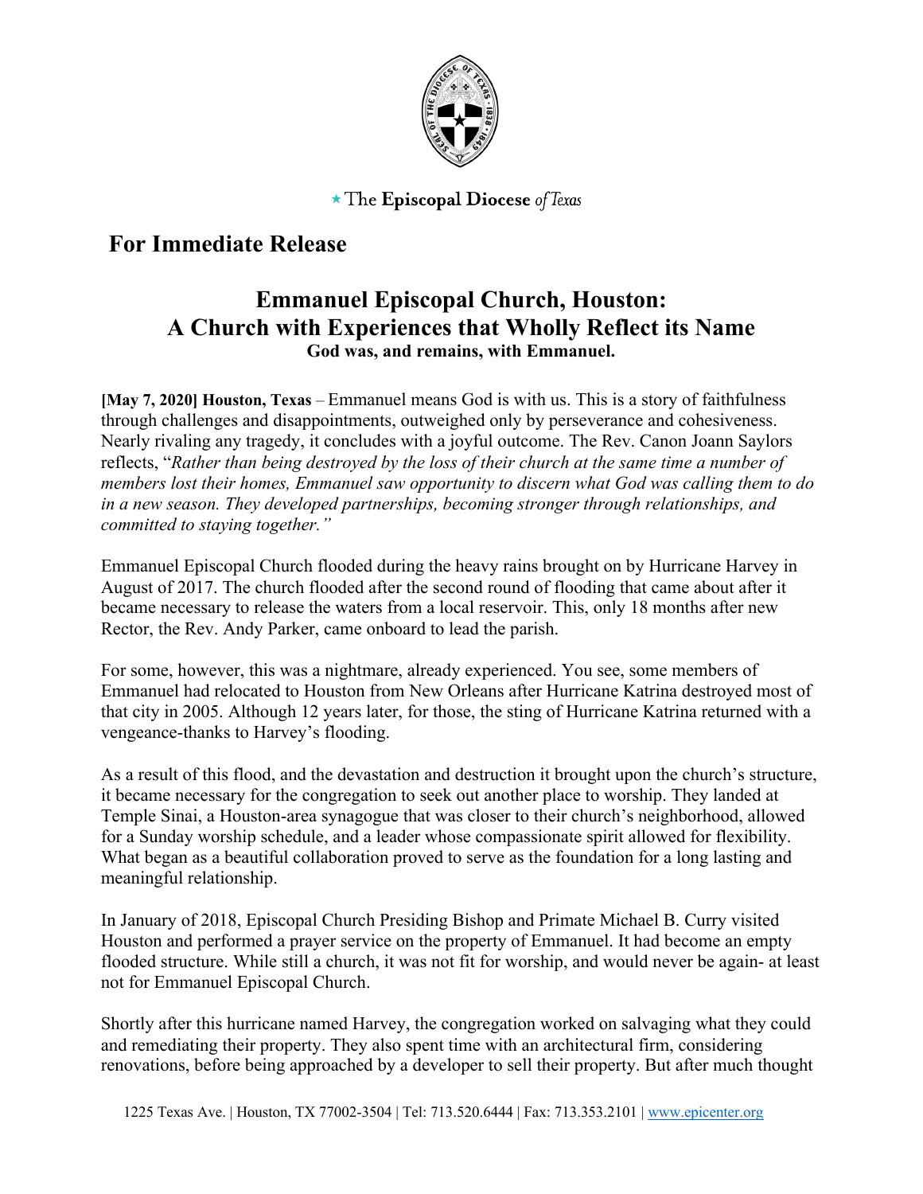\* The **Episcopal Diocese** *of Texas*

## For Immediate Release

# Emmanuel Episcopal Church, Houston: A Church with Experiences that Wholly Reflect its Name

**God was, and remains, with Emmanuel.**

**[May 7, 2020] Houston, Texas** – Emmanuel means God is with us. This is a story of faithfulness through challenges and disappointments, outweighed only by perseverance and cohesiveness. Nearly rivaling any tragedy, it concludes with a joyful outcome. The Rev. Canon Joann Saylors reflects, "*Rather than being destroyed by the loss of their church at the same time a number of members lost their homes, Emmanuel saw opportunity to discern what God was calling them to do in a new season. They developed partnerships, becoming stronger through relationships, and committed to staying together.*"

Emmanuel Episcopal Church flooded during the heavy rains brought on by Hurricane Harvey in August of 2017. The church flooded after the second round of flooding that came about after it became necessary to release the waters from a local reservoir. This, only 18 months after new Rector, the Rev. Andy Parker, came onboard to lead the parish.

For some, however, this was a nightmare, already experienced. You see, some members of Emmanuel had relocated to Houston from New Orleans after Hurricane Katrina destroyed most of that city in 2005. Although 12 years later, for those, the sting of Hurricane Katrina returned with a vengeance-thanks to Harvey's flooding.

As a result of this flood, and the devastation and destruction it brought upon the church's structure, it became necessary for the congregation to seek out another place to worship. They landed at Temple Sinai, a Houston-area synagogue that was closer to their church's neighborhood, allowed for a Sunday worship schedule, and a leader whose compassionate spirit allowed for flexibility. What began as a beautiful collaboration proved to serve as the foundation for a long lasting and meaningful relationship.

In January of 2018, Episcopal Church Presiding Bishop and Primate Michael B. Curry visited Houston and performed a prayer service on the property of Emmanuel. It had become an empty flooded structure. While still a church, it was not fit for worship, and would never be again- at least not for Emmanuel Episcopal Church.

Shortly after this hurricane named Harvey, the congregation worked on salvaging what they could and remediating their property. They also spent time with an architectural firm, considering renovations, before being approached by a developer to sell their property. But after much thought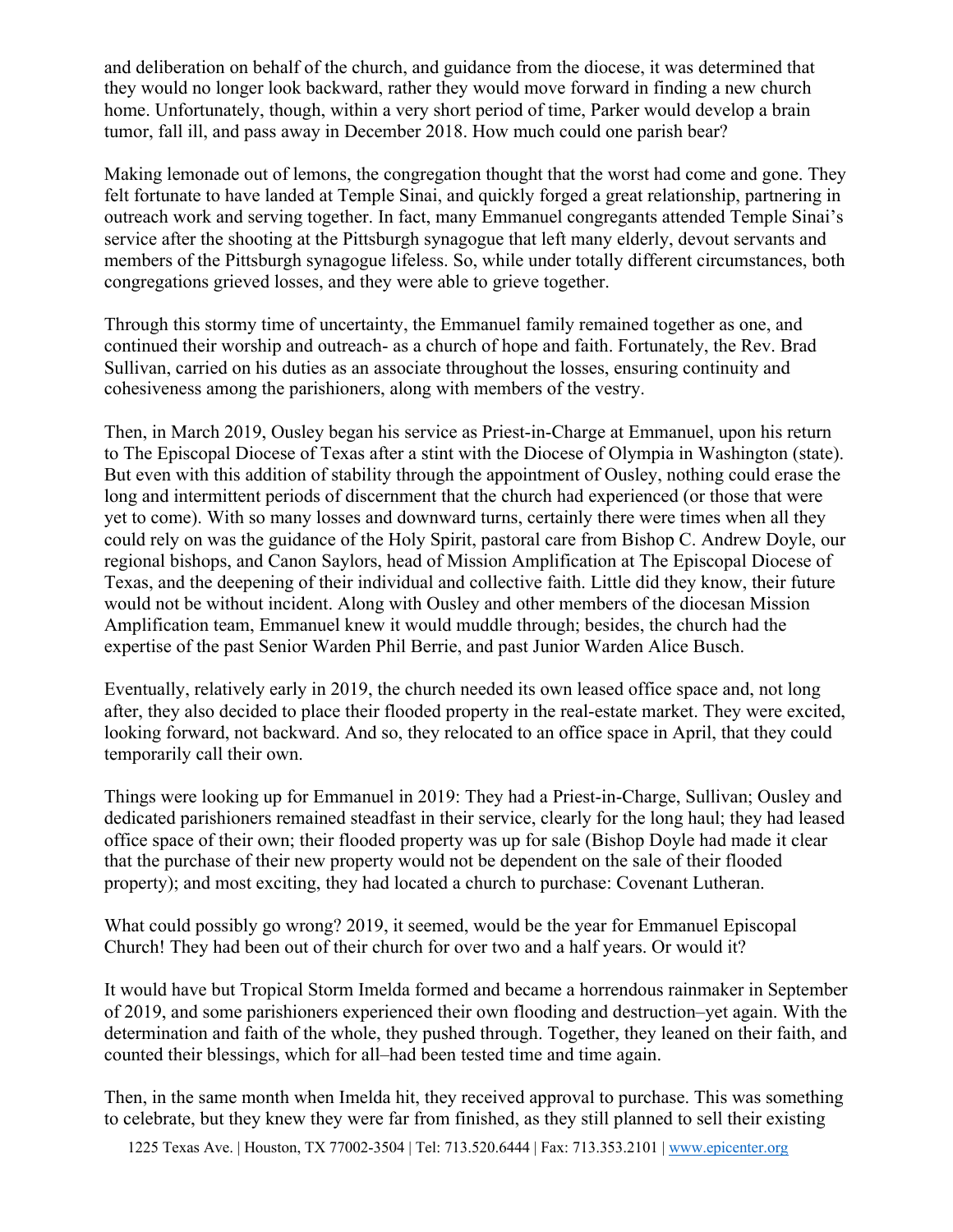and deliberation on behalf of the church, and guidance from the diocese, it was determined that they would no longer look backward, rather they would move forward in finding a new church home. Unfortunately, though, within a very short period of time, Parker would develop a brain tumor, fall ill, and pass away in December 2018. How much could one parish bear?

Making lemonade out of lemons, the congregation thought that the worst had come and gone. They felt fortunate to have landed at Temple Sinai, and quickly forged a great relationship, partnering in outreach work and serving together. In fact, many Emmanuel congregants attended Temple Sinai's service after the shooting at the Pittsburgh synagogue that left many elderly, devout servants and members of the Pittsburgh synagogue lifeless. So, while under totally different circumstances, both congregations grieved losses, and they were able to grieve together.

Through this stormy time of uncertainty, the Emmanuel family remained together as one, and continued their worship and outreach- as a church of hope and faith. Fortunately, the Rev. Brad Sullivan, carried on his duties as an associate throughout the losses, ensuring continuity and cohesiveness among the parishioners, along with members of the vestry.

Then, in March 2019, Ousley began his service as Priest-in-Charge at Emmanuel, upon his return to The Episcopal Diocese of Texas after a stint with the Diocese of Olympia in Washington (state). But even with this addition of stability through the appointment of Ousley, nothing could erase the long and intermittent periods of discernment that the church had experienced (or those that were yet to come). With so many losses and downward turns, certainly there were times when all they could rely on was the guidance of the Holy Spirit, pastoral care from Bishop C. Andrew Doyle, our regional bishops, and Canon Saylors, head of Mission Amplification at The Episcopal Diocese of Texas, and the deepening of their individual and collective faith. Little did they know, their future would not be without incident. Along with Ousley and other members of the diocesan Mission Amplification team, Emmanuel knew it would muddle through; besides, the church had the expertise of the past Senior Warden Phil Berrie, and past Junior Warden Alice Busch.

Eventually, relatively early in 2019, the church needed its own leased office space and, not long after, they also decided to place their flooded property in the real-estate market. They were excited, looking forward, not backward. And so, they relocated to an office space in April, that they could temporarily call their own.

Things were looking up for Emmanuel in 2019: They had a Priest-in-Charge, Sullivan; Ousley and dedicated parishioners remained steadfast in their service, clearly for the long haul; they had leased office space of their own; their flooded property was up for sale (Bishop Doyle had made it clear that the purchase of their new property would not be dependent on the sale of their flooded property); and most exciting, they had located a church to purchase: Covenant Lutheran.

What could possibly go wrong? 2019, it seemed, would be the year for Emmanuel Episcopal Church! They had been out of their church for over two and a half years. Or would it?

It would have but Tropical Storm Imelda formed and became a horrendous rainmaker in September of 2019, and some parishioners experienced their own flooding and destruction–yet again. With the determination and faith of the whole, they pushed through. Together, they leaned on their faith, and counted their blessings, which for all–had been tested time and time again.

Then, in the same month when Imelda hit, they received approval to purchase. This was something to celebrate, but they knew they were far from finished, as they still planned to sell their existing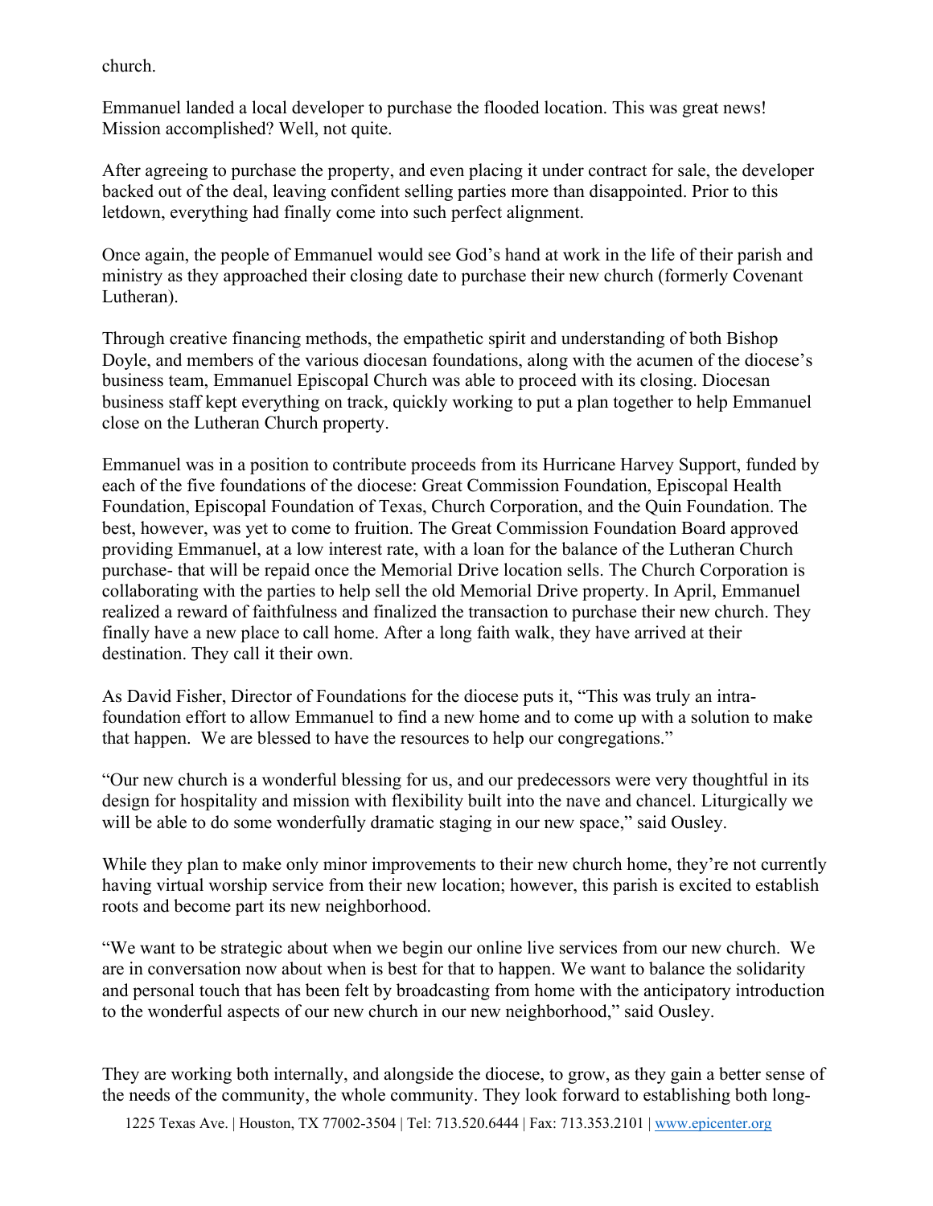church.

Emmanuel landed a local developer to purchase the flooded location. This was great news! Mission accomplished? Well, not quite.

After agreeing to purchase the property, and even placing it under contract for sale, the developer backed out of the deal, leaving confident selling parties more than disappointed. Prior to this letdown, everything had finally come into such perfect alignment.

Once again, the people of Emmanuel would see God's hand at work in the life of their parish and ministry as they approached their closing date to purchase their new church (formerly Covenant Lutheran).

Through creative financing methods, the empathetic spirit and understanding of both Bishop Doyle, and members of the various diocesan foundations, along with the acumen of the diocese's business team, Emmanuel Episcopal Church was able to proceed with its closing. Diocesan business staff kept everything on track, quickly working to put a plan together to help Emmanuel close on the Lutheran Church property.

Emmanuel was in a position to contribute proceeds from its Hurricane Harvey Support, funded by each of the five foundations of the diocese: Great Commission Foundation, Episcopal Health Foundation, Episcopal Foundation of Texas, Church Corporation, and the Quin Foundation. The best, however, was yet to come to fruition. The Great Commission Foundation Board approved providing Emmanuel, at a low interest rate, with a loan for the balance of the Lutheran Church purchase- that will be repaid once the Memorial Drive location sells. The Church Corporation is collaborating with the parties to help sell the old Memorial Drive property. In April, Emmanuel realized a reward of faithfulness and finalized the transaction to purchase their new church. They finally have a new place to call home. After a long faith walk, they have arrived at their destination. They call it their own.

As David Fisher, Director of Foundations for the diocese puts it, "This was truly an intra-foundation effort to allow Emmanuel to find a new home and to come up with a solution to make that happen. We are blessed to have the resources to help our congregations."

"Our new church is a wonderful blessing for us, and our predecessors were very thoughtful in its design for hospitality and mission with flexibility built into the nave and chancel. Liturgically we will be able to do some wonderfully dramatic staging in our new space," said Ousley.

While they plan to make only minor improvements to their new church home, they're not currently having virtual worship service from their new location; however, this parish is excited to establish roots and become part its new neighborhood.

"We want to be strategic about when we begin our online live services from our new church. We are in conversation now about when is best for that to happen. We want to balance the solidarity and personal touch that has been felt by broadcasting from home with the anticipatory introduction to the wonderful aspects of our new church in our new neighborhood," said Ousley.

They are working both internally, and alongside the diocese, to grow, as they gain a better sense of the needs of the community, the whole community. They look forward to establishing both long-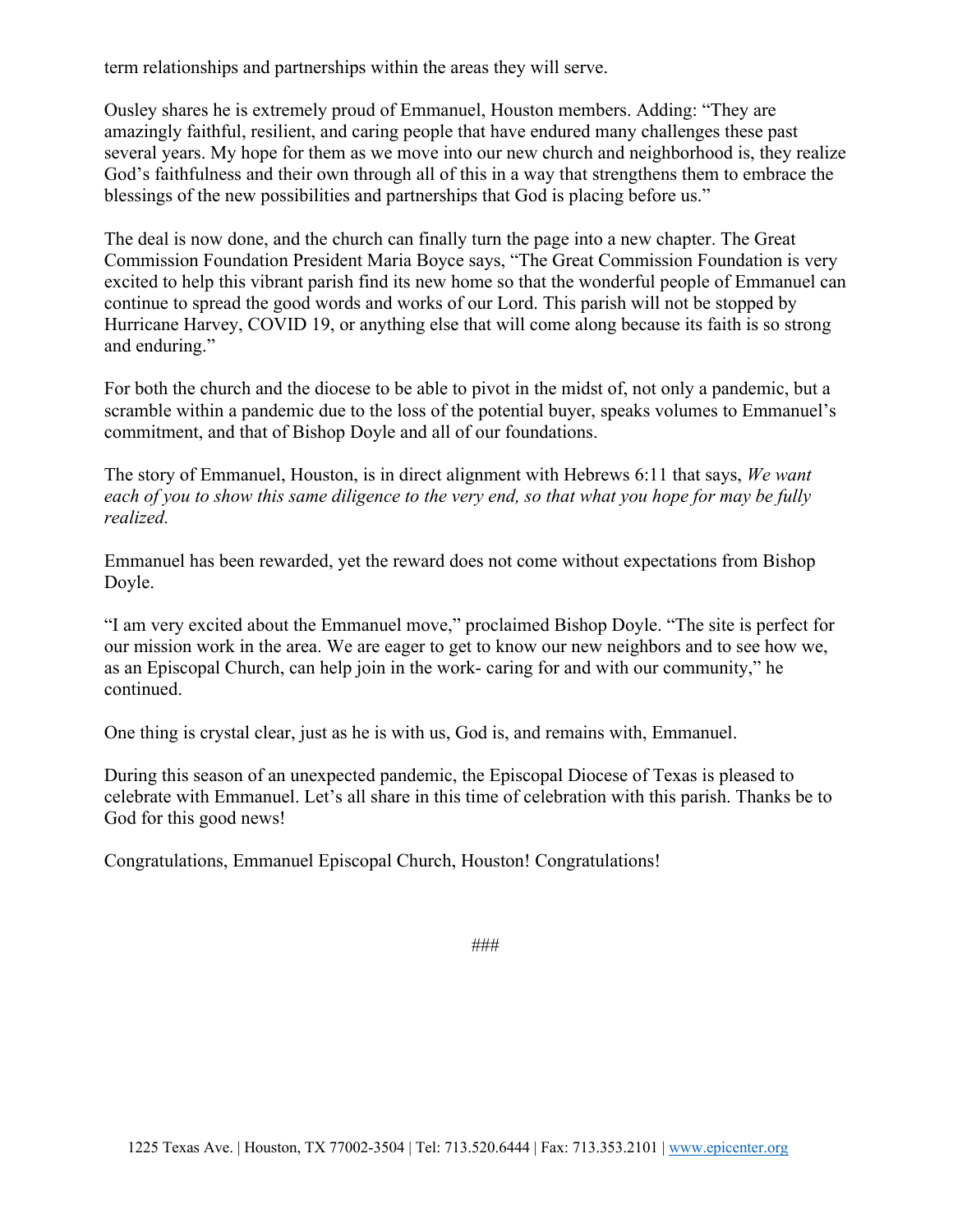term relationships and partnerships within the areas they will serve.

Ousley shares he is extremely proud of Emmanuel, Houston members. Adding: "They are amazingly faithful, resilient, and caring people that have endured many challenges these past several years. My hope for them as we move into our new church and neighborhood is, they realize God's faithfulness and their own through all of this in a way that strengthens them to embrace the blessings of the new possibilities and partnerships that God is placing before us."

The deal is now done, and the church can finally turn the page into a new chapter. The Great Commission Foundation President Maria Boyce says, "The Great Commission Foundation is very excited to help this vibrant parish find its new home so that the wonderful people of Emmanuel can continue to spread the good words and works of our Lord. This parish will not be stopped by Hurricane Harvey, COVID 19, or anything else that will come along because its faith is so strong and enduring."

For both the church and the diocese to be able to pivot in the midst of, not only a pandemic, but a scramble within a pandemic due to the loss of the potential buyer, speaks volumes to Emmanuel's commitment, and that of Bishop Doyle and all of our foundations.

The story of Emmanuel, Houston, is in direct alignment with Hebrews 6:11 that says, *We want each of you to show this same diligence to the very end, so that what you hope for may be fully realized.*

Emmanuel has been rewarded, yet the reward does not come without expectations from Bishop Doyle.

"I am very excited about the Emmanuel move," proclaimed Bishop Doyle. "The site is perfect for our mission work in the area. We are eager to get to know our new neighbors and to see how we, as an Episcopal Church, can help join in the work- caring for and with our community," he continued.

One thing is crystal clear, just as he is with us, God is, and remains with, Emmanuel.

During this season of an unexpected pandemic, the Episcopal Diocese of Texas is pleased to celebrate with Emmanuel. Let's all share in this time of celebration with this parish. Thanks be to God for this good news!

Congratulations, Emmanuel Episcopal Church, Houston! Congratulations!

###